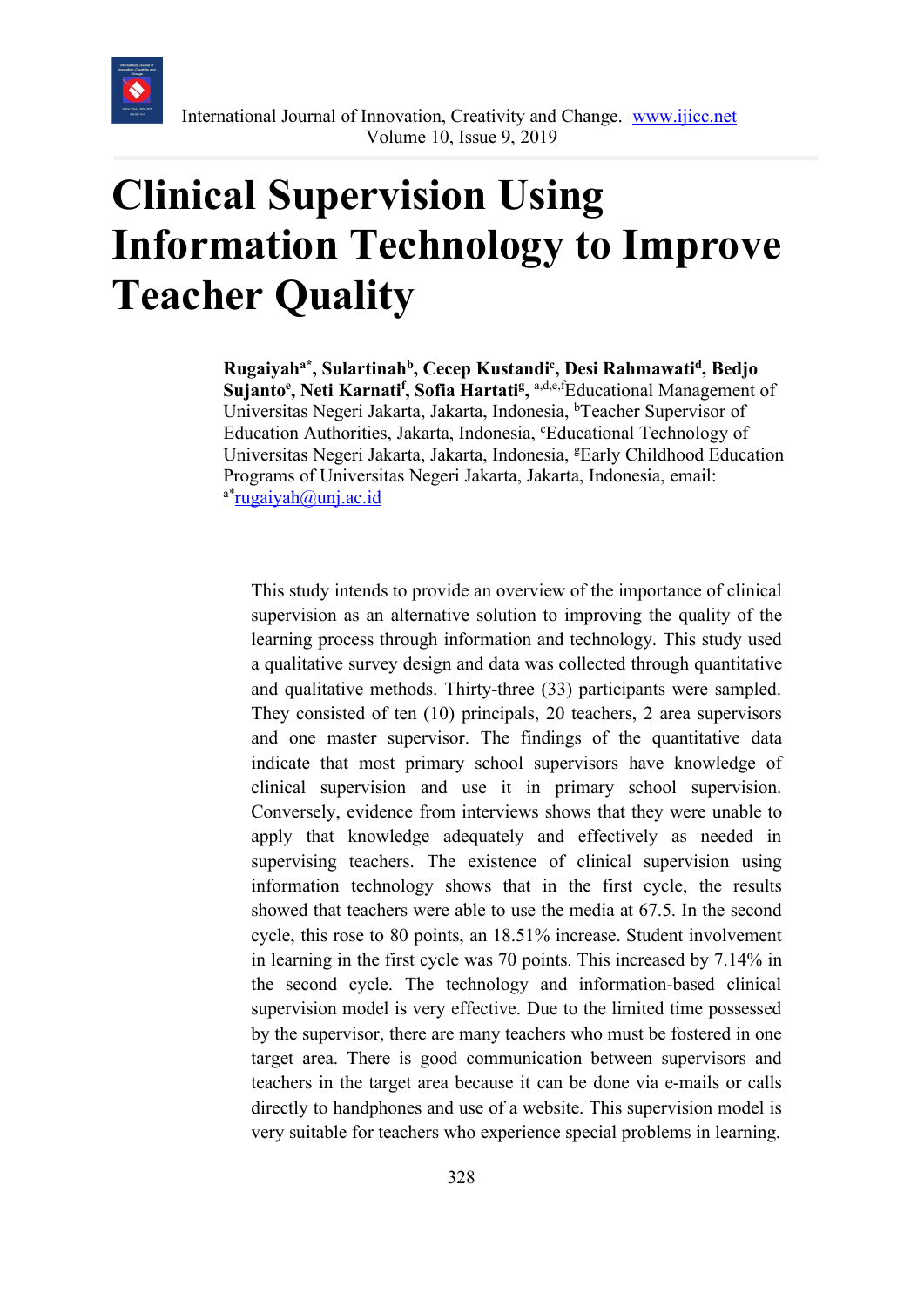# Clinical Supervision Using Information Technology to Improve Teacher Quality

**Rugaiyah[a*], Sulartinah[b], Cecep Kustandi[c], Desi Rahmawati[d], Bedjo Sujanto[e], Neti Karnati[f], Sofia Hartati[g],** [a,d,e,f]Educational Management of Universitas Negeri Jakarta, Jakarta, Indonesia, [b]Teacher Supervisor of Education Authorities, Jakarta, Indonesia, [c]Educational Technology of Universitas Negeri Jakarta, Jakarta, Indonesia, [g]Early Childhood Education Programs of Universitas Negeri Jakarta, Jakarta, Indonesia, email: [a*]rugaiyah@unj.ac.id

This study intends to provide an overview of the importance of clinical supervision as an alternative solution to improving the quality of the learning process through information and technology. This study used a qualitative survey design and data was collected through quantitative and qualitative methods. Thirty-three (33) participants were sampled. They consisted of ten (10) principals, 20 teachers, 2 area supervisors and one master supervisor. The findings of the quantitative data indicate that most primary school supervisors have knowledge of clinical supervision and use it in primary school supervision. Conversely, evidence from interviews shows that they were unable to apply that knowledge adequately and effectively as needed in supervising teachers. The existence of clinical supervision using information technology shows that in the first cycle, the results showed that teachers were able to use the media at 67.5. In the second cycle, this rose to 80 points, an 18.51% increase. Student involvement in learning in the first cycle was 70 points. This increased by 7.14% in the second cycle. The technology and information-based clinical supervision model is very effective. Due to the limited time possessed by the supervisor, there are many teachers who must be fostered in one target area. There is good communication between supervisors and teachers in the target area because it can be done via e-mails or calls directly to handphones and use of a website. This supervision model is very suitable for teachers who experience special problems in learning.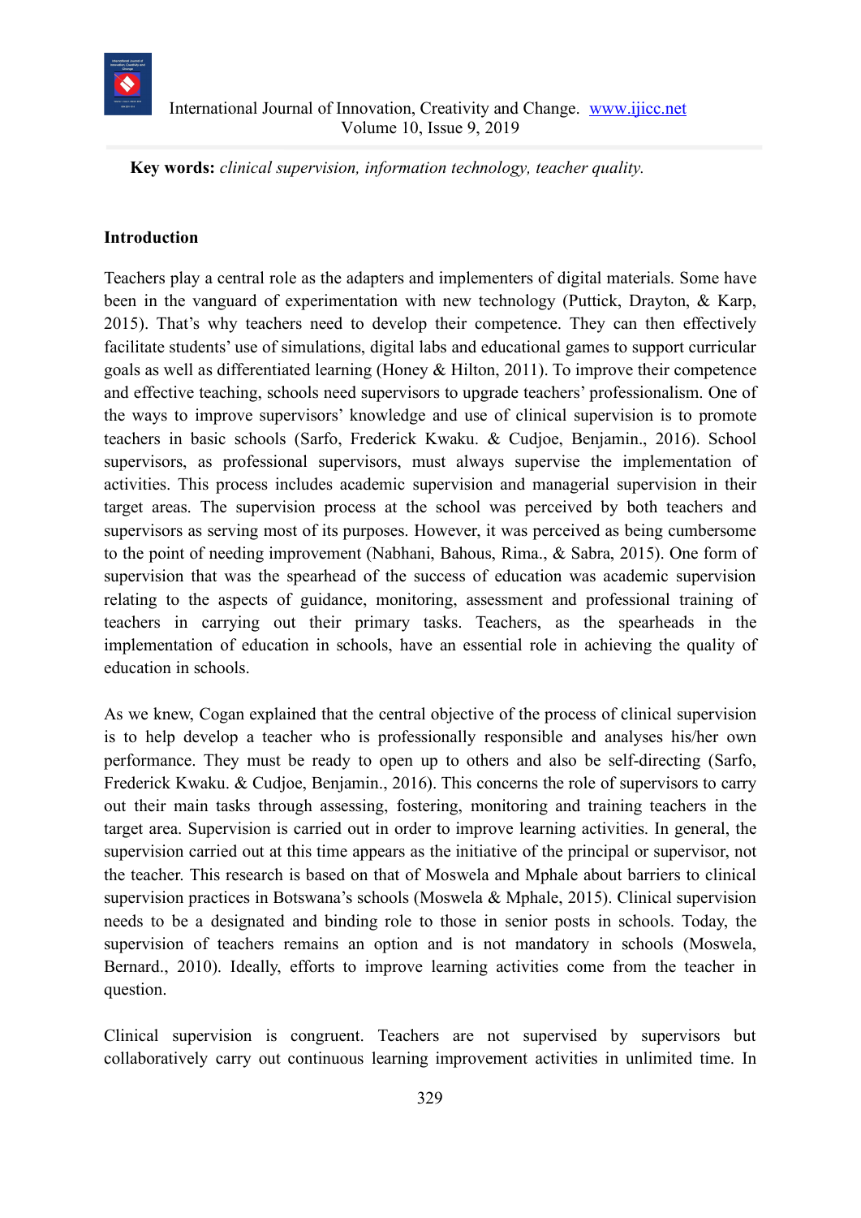**Key words:** *clinical supervision, information technology, teacher quality.*

## Introduction

Teachers play a central role as the adapters and implementers of digital materials. Some have been in the vanguard of experimentation with new technology (Puttick, Drayton, & Karp, 2015). That's why teachers need to develop their competence. They can then effectively facilitate students' use of simulations, digital labs and educational games to support curricular goals as well as differentiated learning (Honey & Hilton, 2011). To improve their competence and effective teaching, schools need supervisors to upgrade teachers' professionalism. One of the ways to improve supervisors' knowledge and use of clinical supervision is to promote teachers in basic schools (Sarfo, Frederick Kwaku. & Cudjoe, Benjamin., 2016). School supervisors, as professional supervisors, must always supervise the implementation of activities. This process includes academic supervision and managerial supervision in their target areas. The supervision process at the school was perceived by both teachers and supervisors as serving most of its purposes. However, it was perceived as being cumbersome to the point of needing improvement (Nabhani, Bahous, Rima., & Sabra, 2015). One form of supervision that was the spearhead of the success of education was academic supervision relating to the aspects of guidance, monitoring, assessment and professional training of teachers in carrying out their primary tasks. Teachers, as the spearheads in the implementation of education in schools, have an essential role in achieving the quality of education in schools.

As we knew, Cogan explained that the central objective of the process of clinical supervision is to help develop a teacher who is professionally responsible and analyses his/her own performance. They must be ready to open up to others and also be self-directing (Sarfo, Frederick Kwaku. & Cudjoe, Benjamin., 2016). This concerns the role of supervisors to carry out their main tasks through assessing, fostering, monitoring and training teachers in the target area. Supervision is carried out in order to improve learning activities. In general, the supervision carried out at this time appears as the initiative of the principal or supervisor, not the teacher. This research is based on that of Moswela and Mphale about barriers to clinical supervision practices in Botswana's schools (Moswela & Mphale, 2015). Clinical supervision needs to be a designated and binding role to those in senior posts in schools. Today, the supervision of teachers remains an option and is not mandatory in schools (Moswela, Bernard., 2010). Ideally, efforts to improve learning activities come from the teacher in question.

Clinical supervision is congruent. Teachers are not supervised by supervisors but collaboratively carry out continuous learning improvement activities in unlimited time. In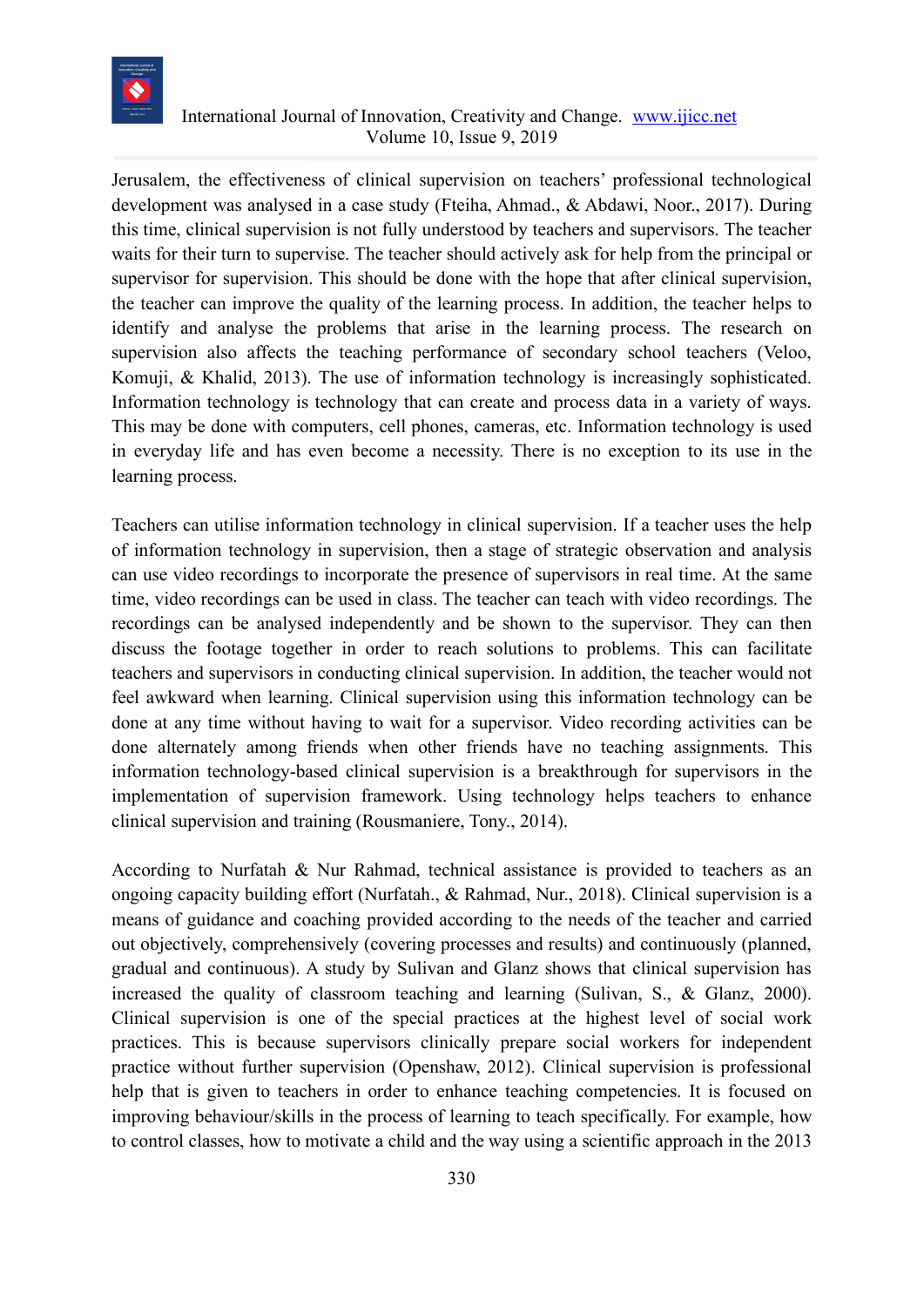Jerusalem, the effectiveness of clinical supervision on teachers' professional technological development was analysed in a case study (Fteiha, Ahmad., & Abdawi, Noor., 2017). During this time, clinical supervision is not fully understood by teachers and supervisors. The teacher waits for their turn to supervise. The teacher should actively ask for help from the principal or supervisor for supervision. This should be done with the hope that after clinical supervision, the teacher can improve the quality of the learning process. In addition, the teacher helps to identify and analyse the problems that arise in the learning process. The research on supervision also affects the teaching performance of secondary school teachers (Veloo, Komuji, & Khalid, 2013). The use of information technology is increasingly sophisticated. Information technology is technology that can create and process data in a variety of ways. This may be done with computers, cell phones, cameras, etc. Information technology is used in everyday life and has even become a necessity. There is no exception to its use in the learning process.

Teachers can utilise information technology in clinical supervision. If a teacher uses the help of information technology in supervision, then a stage of strategic observation and analysis can use video recordings to incorporate the presence of supervisors in real time. At the same time, video recordings can be used in class. The teacher can teach with video recordings. The recordings can be analysed independently and be shown to the supervisor. They can then discuss the footage together in order to reach solutions to problems. This can facilitate teachers and supervisors in conducting clinical supervision. In addition, the teacher would not feel awkward when learning. Clinical supervision using this information technology can be done at any time without having to wait for a supervisor. Video recording activities can be done alternately among friends when other friends have no teaching assignments. This information technology-based clinical supervision is a breakthrough for supervisors in the implementation of supervision framework. Using technology helps teachers to enhance clinical supervision and training (Rousmaniere, Tony., 2014).

According to Nurfatah & Nur Rahmad, technical assistance is provided to teachers as an ongoing capacity building effort (Nurfatah., & Rahmad, Nur., 2018). Clinical supervision is a means of guidance and coaching provided according to the needs of the teacher and carried out objectively, comprehensively (covering processes and results) and continuously (planned, gradual and continuous). A study by Sulivan and Glanz shows that clinical supervision has increased the quality of classroom teaching and learning (Sulivan, S., & Glanz, 2000). Clinical supervision is one of the special practices at the highest level of social work practices. This is because supervisors clinically prepare social workers for independent practice without further supervision (Openshaw, 2012). Clinical supervision is professional help that is given to teachers in order to enhance teaching competencies. It is focused on improving behaviour/skills in the process of learning to teach specifically. For example, how to control classes, how to motivate a child and the way using a scientific approach in the 2013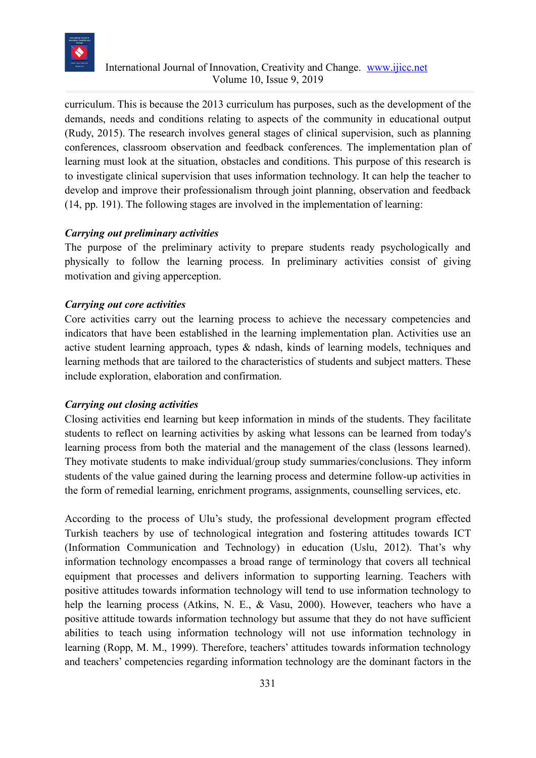curriculum. This is because the 2013 curriculum has purposes, such as the development of the demands, needs and conditions relating to aspects of the community in educational output (Rudy, 2015). The research involves general stages of clinical supervision, such as planning conferences, classroom observation and feedback conferences. The implementation plan of learning must look at the situation, obstacles and conditions. This purpose of this research is to investigate clinical supervision that uses information technology. It can help the teacher to develop and improve their professionalism through joint planning, observation and feedback (14, pp. 191). The following stages are involved in the implementation of learning:

***Carrying out preliminary activities***

The purpose of the preliminary activity to prepare students ready psychologically and physically to follow the learning process. In preliminary activities consist of giving motivation and giving apperception.

***Carrying out core activities***

Core activities carry out the learning process to achieve the necessary competencies and indicators that have been established in the learning implementation plan. Activities use an active student learning approach, types & ndash, kinds of learning models, techniques and learning methods that are tailored to the characteristics of students and subject matters. These include exploration, elaboration and confirmation.

***Carrying out closing activities***

Closing activities end learning but keep information in minds of the students. They facilitate students to reflect on learning activities by asking what lessons can be learned from today's learning process from both the material and the management of the class (lessons learned). They motivate students to make individual/group study summaries/conclusions. They inform students of the value gained during the learning process and determine follow-up activities in the form of remedial learning, enrichment programs, assignments, counselling services, etc.

According to the process of Ulu's study, the professional development program effected Turkish teachers by use of technological integration and fostering attitudes towards ICT (Information Communication and Technology) in education (Uslu, 2012). That's why information technology encompasses a broad range of terminology that covers all technical equipment that processes and delivers information to supporting learning. Teachers with positive attitudes towards information technology will tend to use information technology to help the learning process (Atkins, N. E., & Vasu, 2000). However, teachers who have a positive attitude towards information technology but assume that they do not have sufficient abilities to teach using information technology will not use information technology in learning (Ropp, M. M., 1999). Therefore, teachers' attitudes towards information technology and teachers' competencies regarding information technology are the dominant factors in the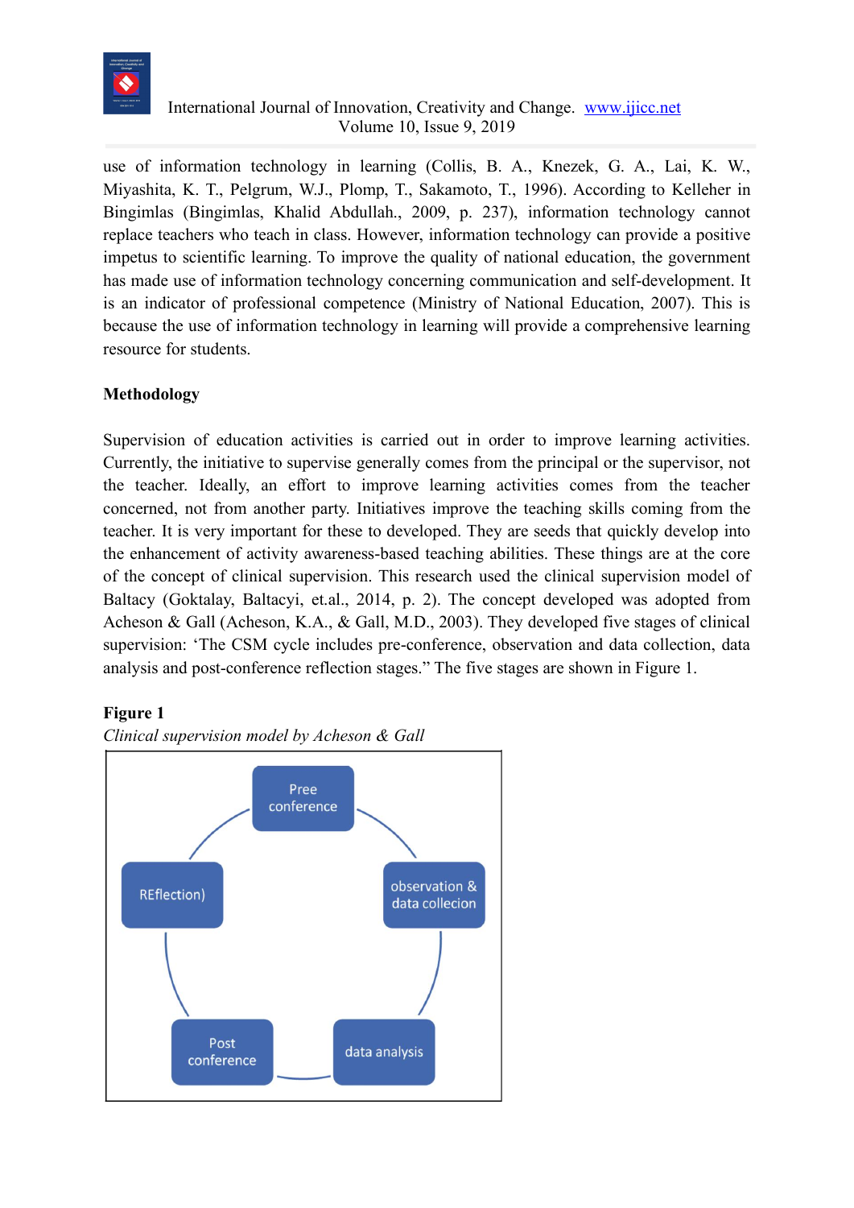use of information technology in learning (Collis, B. A., Knezek, G. A., Lai, K. W., Miyashita, K. T., Pelgrum, W.J., Plomp, T., Sakamoto, T., 1996). According to Kelleher in Bingimlas (Bingimlas, Khalid Abdullah., 2009, p. 237), information technology cannot replace teachers who teach in class. However, information technology can provide a positive impetus to scientific learning. To improve the quality of national education, the government has made use of information technology concerning communication and self-development. It is an indicator of professional competence (Ministry of National Education, 2007). This is because the use of information technology in learning will provide a comprehensive learning resource for students.

## Methodology

Supervision of education activities is carried out in order to improve learning activities. Currently, the initiative to supervise generally comes from the principal or the supervisor, not the teacher. Ideally, an effort to improve learning activities comes from the teacher concerned, not from another party. Initiatives improve the teaching skills coming from the teacher. It is very important for these to developed. They are seeds that quickly develop into the enhancement of activity awareness-based teaching abilities. These things are at the core of the concept of clinical supervision. This research used the clinical supervision model of Baltacy (Goktalay, Baltacyi, et.al., 2014, p. 2). The concept developed was adopted from Acheson & Gall (Acheson, K.A., & Gall, M.D., 2003). They developed five stages of clinical supervision: 'The CSM cycle includes pre-conference, observation and data collection, data analysis and post-conference reflection stages." The five stages are shown in Figure 1.

**Figure 1**

*Clinical supervision model by Acheson & Gall*

Pree conference → observation & data collecion → data analysis → Post conference → REflection) → Pree conference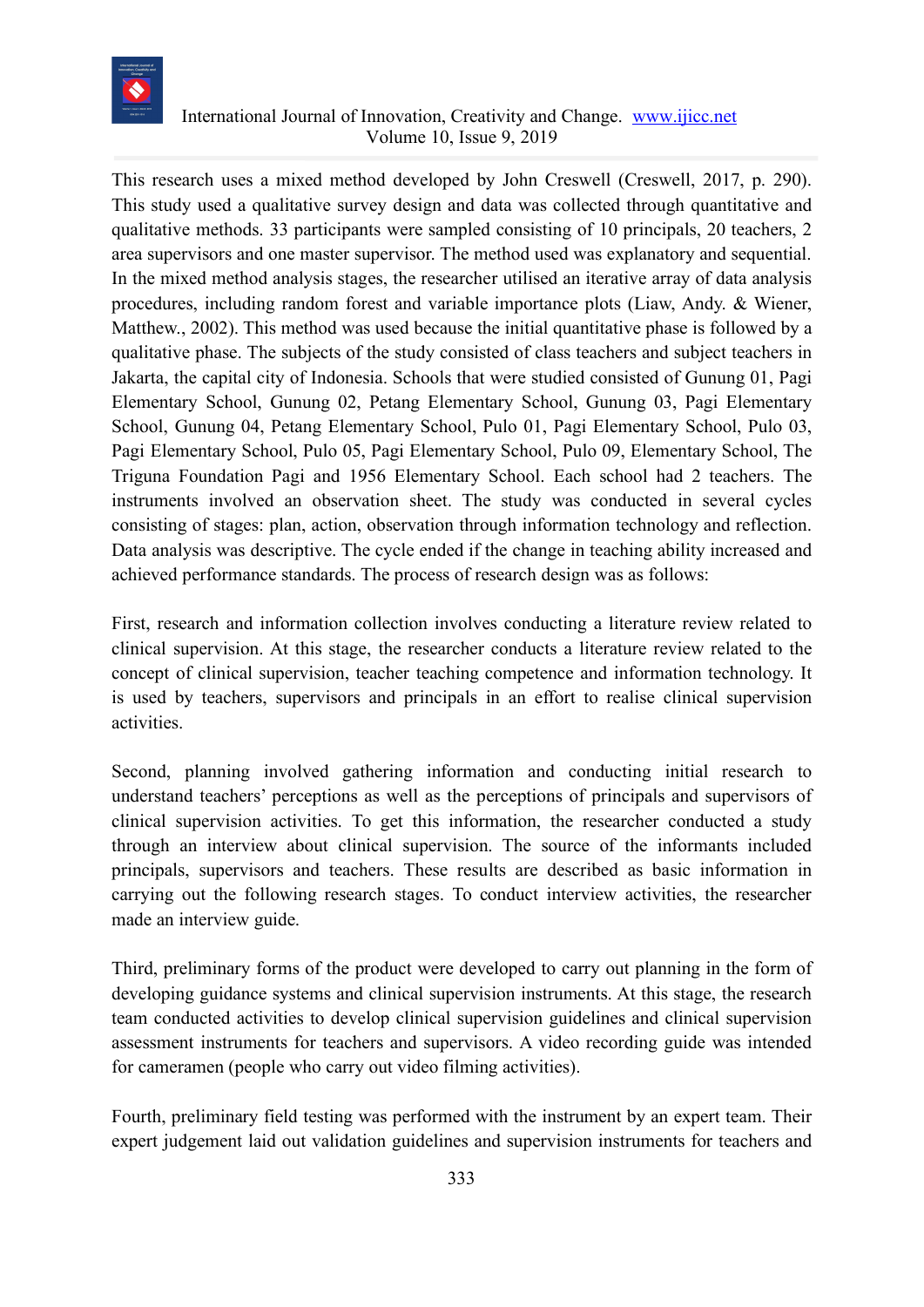This research uses a mixed method developed by John Creswell (Creswell, 2017, p. 290). This study used a qualitative survey design and data was collected through quantitative and qualitative methods. 33 participants were sampled consisting of 10 principals, 20 teachers, 2 area supervisors and one master supervisor. The method used was explanatory and sequential. In the mixed method analysis stages, the researcher utilised an iterative array of data analysis procedures, including random forest and variable importance plots (Liaw, Andy. & Wiener, Matthew., 2002). This method was used because the initial quantitative phase is followed by a qualitative phase. The subjects of the study consisted of class teachers and subject teachers in Jakarta, the capital city of Indonesia. Schools that were studied consisted of Gunung 01, Pagi Elementary School, Gunung 02, Petang Elementary School, Gunung 03, Pagi Elementary School, Gunung 04, Petang Elementary School, Pulo 01, Pagi Elementary School, Pulo 03, Pagi Elementary School, Pulo 05, Pagi Elementary School, Pulo 09, Elementary School, The Triguna Foundation Pagi and 1956 Elementary School. Each school had 2 teachers. The instruments involved an observation sheet. The study was conducted in several cycles consisting of stages: plan, action, observation through information technology and reflection. Data analysis was descriptive. The cycle ended if the change in teaching ability increased and achieved performance standards. The process of research design was as follows:

First, research and information collection involves conducting a literature review related to clinical supervision. At this stage, the researcher conducts a literature review related to the concept of clinical supervision, teacher teaching competence and information technology. It is used by teachers, supervisors and principals in an effort to realise clinical supervision activities.

Second, planning involved gathering information and conducting initial research to understand teachers' perceptions as well as the perceptions of principals and supervisors of clinical supervision activities. To get this information, the researcher conducted a study through an interview about clinical supervision. The source of the informants included principals, supervisors and teachers. These results are described as basic information in carrying out the following research stages. To conduct interview activities, the researcher made an interview guide.

Third, preliminary forms of the product were developed to carry out planning in the form of developing guidance systems and clinical supervision instruments. At this stage, the research team conducted activities to develop clinical supervision guidelines and clinical supervision assessment instruments for teachers and supervisors. A video recording guide was intended for cameramen (people who carry out video filming activities).

Fourth, preliminary field testing was performed with the instrument by an expert team. Their expert judgement laid out validation guidelines and supervision instruments for teachers and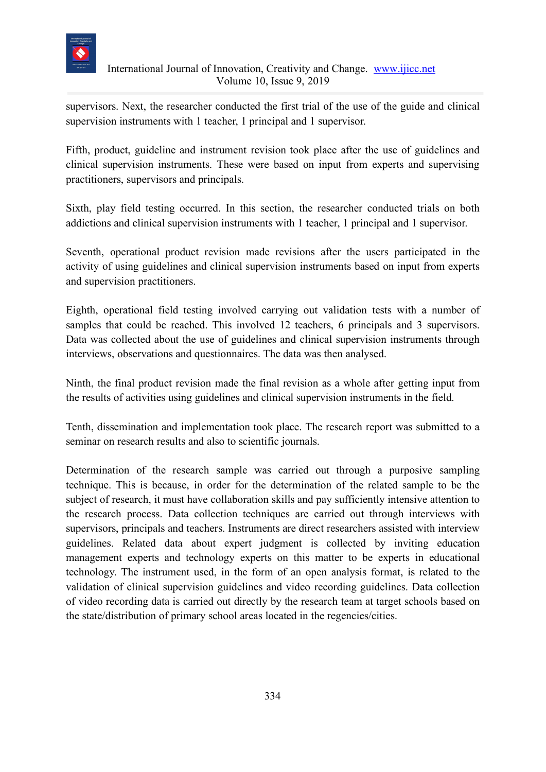supervisors. Next, the researcher conducted the first trial of the use of the guide and clinical supervision instruments with 1 teacher, 1 principal and 1 supervisor.

Fifth, product, guideline and instrument revision took place after the use of guidelines and clinical supervision instruments. These were based on input from experts and supervising practitioners, supervisors and principals.

Sixth, play field testing occurred. In this section, the researcher conducted trials on both addictions and clinical supervision instruments with 1 teacher, 1 principal and 1 supervisor.

Seventh, operational product revision made revisions after the users participated in the activity of using guidelines and clinical supervision instruments based on input from experts and supervision practitioners.

Eighth, operational field testing involved carrying out validation tests with a number of samples that could be reached. This involved 12 teachers, 6 principals and 3 supervisors. Data was collected about the use of guidelines and clinical supervision instruments through interviews, observations and questionnaires. The data was then analysed.

Ninth, the final product revision made the final revision as a whole after getting input from the results of activities using guidelines and clinical supervision instruments in the field.

Tenth, dissemination and implementation took place. The research report was submitted to a seminar on research results and also to scientific journals.

Determination of the research sample was carried out through a purposive sampling technique. This is because, in order for the determination of the related sample to be the subject of research, it must have collaboration skills and pay sufficiently intensive attention to the research process. Data collection techniques are carried out through interviews with supervisors, principals and teachers. Instruments are direct researchers assisted with interview guidelines. Related data about expert judgment is collected by inviting education management experts and technology experts on this matter to be experts in educational technology. The instrument used, in the form of an open analysis format, is related to the validation of clinical supervision guidelines and video recording guidelines. Data collection of video recording data is carried out directly by the research team at target schools based on the state/distribution of primary school areas located in the regencies/cities.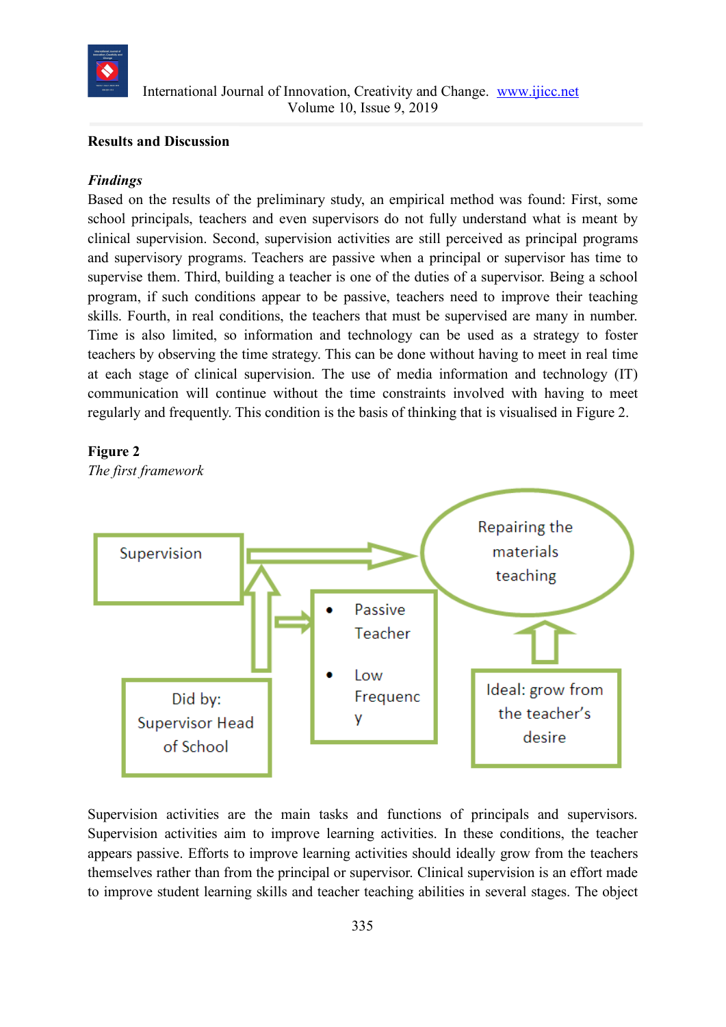**Results and Discussion**

***Findings***

Based on the results of the preliminary study, an empirical method was found: First, some school principals, teachers and even supervisors do not fully understand what is meant by clinical supervision. Second, supervision activities are still perceived as principal programs and supervisory programs. Teachers are passive when a principal or supervisor has time to supervise them. Third, building a teacher is one of the duties of a supervisor. Being a school program, if such conditions appear to be passive, teachers need to improve their teaching skills. Fourth, in real conditions, the teachers that must be supervised are many in number. Time is also limited, so information and technology can be used as a strategy to foster teachers by observing the time strategy. This can be done without having to meet in real time at each stage of clinical supervision. The use of media information and technology (IT) communication will continue without the time constraints involved with having to meet regularly and frequently. This condition is the basis of thinking that is visualised in Figure 2.

**Figure 2**

*The first framework*

Supervision

Repairing the materials teaching

- Passive Teacher
- Low Frequency

Did by: Supervisor Head of School

Ideal: grow from the teacher's desire

Supervision activities are the main tasks and functions of principals and supervisors. Supervision activities aim to improve learning activities. In these conditions, the teacher appears passive. Efforts to improve learning activities should ideally grow from the teachers themselves rather than from the principal or supervisor. Clinical supervision is an effort made to improve student learning skills and teacher teaching abilities in several stages. The object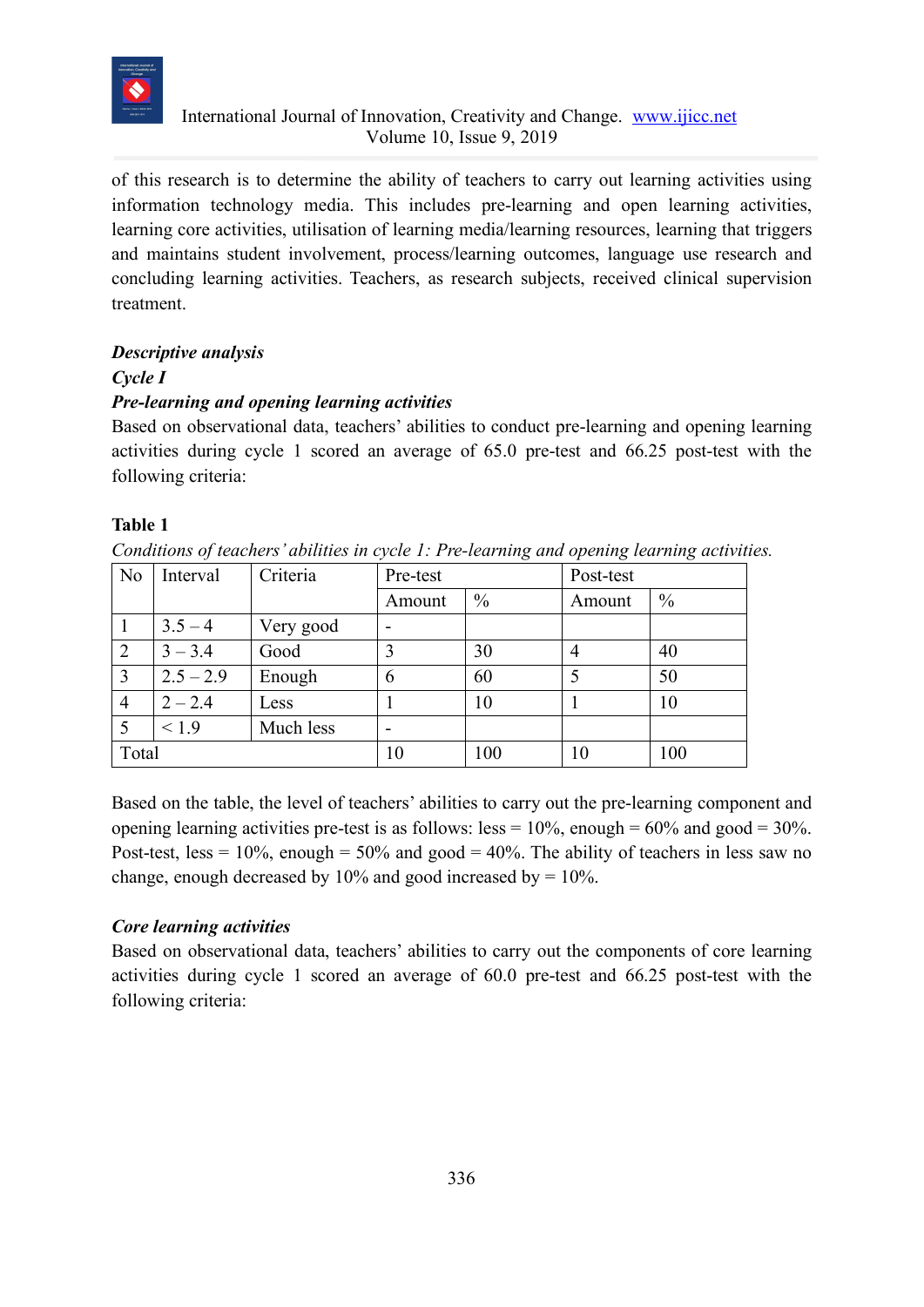of this research is to determine the ability of teachers to carry out learning activities using information technology media. This includes pre-learning and open learning activities, learning core activities, utilisation of learning media/learning resources, learning that triggers and maintains student involvement, process/learning outcomes, language use research and concluding learning activities. Teachers, as research subjects, received clinical supervision treatment.

***Descriptive analysis***

***Cycle I***

***Pre-learning and opening learning activities***

Based on observational data, teachers' abilities to conduct pre-learning and opening learning activities during cycle 1 scored an average of 65.0 pre-test and 66.25 post-test with the following criteria:

**Table 1**

*Conditions of teachers' abilities in cycle 1: Pre-learning and opening learning activities.*

| No | Interval | Criteria | Pre-test | | Post-test | |
|---|---|---|---|---|---|---|
| | | | Amount | % | Amount | % |
| 1 | 3.5 – 4 | Very good | - | | | |
| 2 | 3 – 3.4 | Good | 3 | 30 | 4 | 40 |
| 3 | 2.5 – 2.9 | Enough | 6 | 60 | 5 | 50 |
| 4 | 2 – 2.4 | Less | 1 | 10 | 1 | 10 |
| 5 | < 1.9 | Much less | - | | | |
| Total | | | 10 | 100 | 10 | 100 |

Based on the table, the level of teachers' abilities to carry out the pre-learning component and opening learning activities pre-test is as follows: less = 10%, enough = 60% and good = 30%. Post-test, less = 10%, enough = 50% and good = 40%. The ability of teachers in less saw no change, enough decreased by 10% and good increased by = 10%.

***Core learning activities***

Based on observational data, teachers' abilities to carry out the components of core learning activities during cycle 1 scored an average of 60.0 pre-test and 66.25 post-test with the following criteria: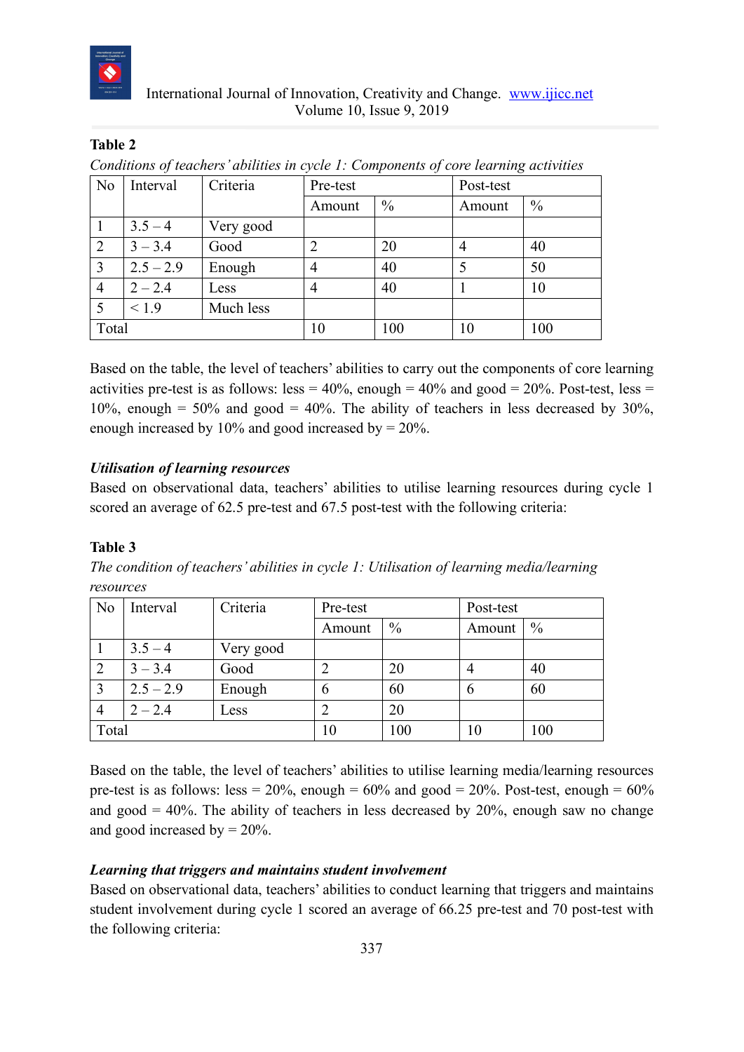**Table 2**

*Conditions of teachers' abilities in cycle 1: Components of core learning activities*

| No | Interval | Criteria | Pre-test | | Post-test | |
|---|---|---|---|---|---|---|
| | | | Amount | % | Amount | % |
| 1 | 3.5 – 4 | Very good | | | | |
| 2 | 3 – 3.4 | Good | 2 | 20 | 4 | 40 |
| 3 | 2.5 – 2.9 | Enough | 4 | 40 | 5 | 50 |
| 4 | 2 – 2.4 | Less | 4 | 40 | 1 | 10 |
| 5 | < 1.9 | Much less | | | | |
| Total | | | 10 | 100 | 10 | 100 |

Based on the table, the level of teachers' abilities to carry out the components of core learning activities pre-test is as follows: less = 40%, enough = 40% and good = 20%. Post-test, less = 10%, enough = 50% and good = 40%. The ability of teachers in less decreased by 30%, enough increased by 10% and good increased by = 20%.

***Utilisation of learning resources***

Based on observational data, teachers' abilities to utilise learning resources during cycle 1 scored an average of 62.5 pre-test and 67.5 post-test with the following criteria:

**Table 3**

*The condition of teachers' abilities in cycle 1: Utilisation of learning media/learning resources*

| No | Interval | Criteria | Pre-test | | Post-test | |
|---|---|---|---|---|---|---|
| | | | Amount | % | Amount | % |
| 1 | 3.5 – 4 | Very good | | | | |
| 2 | 3 – 3.4 | Good | 2 | 20 | 4 | 40 |
| 3 | 2.5 – 2.9 | Enough | 6 | 60 | 6 | 60 |
| 4 | 2 – 2.4 | Less | 2 | 20 | | |
| Total | | | 10 | 100 | 10 | 100 |

Based on the table, the level of teachers' abilities to utilise learning media/learning resources pre-test is as follows: less = 20%, enough = 60% and good = 20%. Post-test, enough = 60% and good = 40%. The ability of teachers in less decreased by 20%, enough saw no change and good increased by = 20%.

***Learning that triggers and maintains student involvement***

Based on observational data, teachers' abilities to conduct learning that triggers and maintains student involvement during cycle 1 scored an average of 66.25 pre-test and 70 post-test with the following criteria: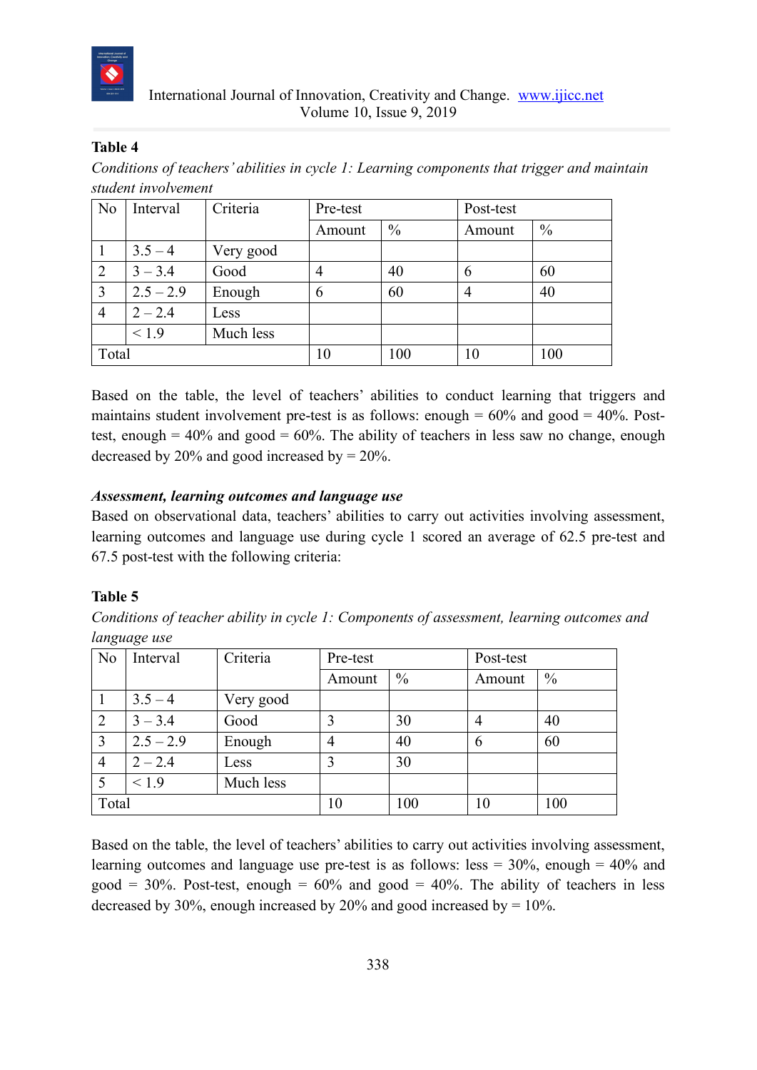**Table 4**

*Conditions of teachers' abilities in cycle 1: Learning components that trigger and maintain student involvement*

| No | Interval | Criteria | Pre-test | | Post-test | |
|---|---|---|---|---|---|---|
| | | | Amount | % | Amount | % |
| 1 | 3.5 – 4 | Very good | | | | |
| 2 | 3 – 3.4 | Good | 4 | 40 | 6 | 60 |
| 3 | 2.5 – 2.9 | Enough | 6 | 60 | 4 | 40 |
| 4 | 2 – 2.4 | Less | | | | |
| | < 1.9 | Much less | | | | |
| Total | | | 10 | 100 | 10 | 100 |

Based on the table, the level of teachers' abilities to conduct learning that triggers and maintains student involvement pre-test is as follows: enough = 60% and good = 40%. Post-test, enough = 40% and good = 60%. The ability of teachers in less saw no change, enough decreased by 20% and good increased by = 20%.

***Assessment, learning outcomes and language use***

Based on observational data, teachers' abilities to carry out activities involving assessment, learning outcomes and language use during cycle 1 scored an average of 62.5 pre-test and 67.5 post-test with the following criteria:

**Table 5**

*Conditions of teacher ability in cycle 1: Components of assessment, learning outcomes and language use*

| No | Interval | Criteria | Pre-test | | Post-test | |
|---|---|---|---|---|---|---|
| | | | Amount | % | Amount | % |
| 1 | 3.5 – 4 | Very good | | | | |
| 2 | 3 – 3.4 | Good | 3 | 30 | 4 | 40 |
| 3 | 2.5 – 2.9 | Enough | 4 | 40 | 6 | 60 |
| 4 | 2 – 2.4 | Less | 3 | 30 | | |
| 5 | < 1.9 | Much less | | | | |
| Total | | | 10 | 100 | 10 | 100 |

Based on the table, the level of teachers' abilities to carry out activities involving assessment, learning outcomes and language use pre-test is as follows: less = 30%, enough = 40% and good = 30%. Post-test, enough = 60% and good = 40%. The ability of teachers in less decreased by 30%, enough increased by 20% and good increased by = 10%.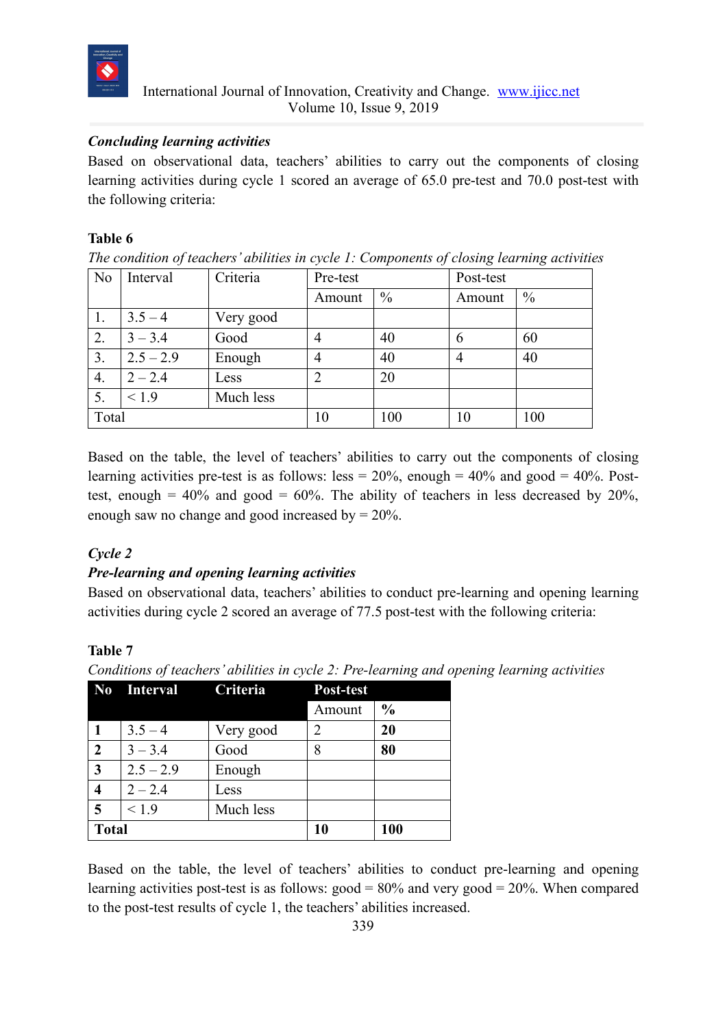***Concluding learning activities***

Based on observational data, teachers' abilities to carry out the components of closing learning activities during cycle 1 scored an average of 65.0 pre-test and 70.0 post-test with the following criteria:

**Table 6**

*The condition of teachers' abilities in cycle 1: Components of closing learning activities*

| No | Interval | Criteria | Pre-test | | Post-test | |
|---|---|---|---|---|---|---|
| | | | Amount | % | Amount | % |
| 1. | 3.5 – 4 | Very good | | | | |
| 2. | 3 – 3.4 | Good | 4 | 40 | 6 | 60 |
| 3. | 2.5 – 2.9 | Enough | 4 | 40 | 4 | 40 |
| 4. | 2 – 2.4 | Less | 2 | 20 | | |
| 5. | < 1.9 | Much less | | | | |
| Total | | | 10 | 100 | 10 | 100 |

Based on the table, the level of teachers' abilities to carry out the components of closing learning activities pre-test is as follows: less = 20%, enough = 40% and good = 40%. Post-test, enough = 40% and good = 60%. The ability of teachers in less decreased by 20%, enough saw no change and good increased by = 20%.

***Cycle 2***

***Pre-learning and opening learning activities***

Based on observational data, teachers' abilities to conduct pre-learning and opening learning activities during cycle 2 scored an average of 77.5 post-test with the following criteria:

**Table 7**

*Conditions of teachers' abilities in cycle 2: Pre-learning and opening learning activities*

| **No** | **Interval** | **Criteria** | **Post-test** | |
|---|---|---|---|---|
| | | | Amount | **%** |
| **1** | 3.5 – 4 | Very good | 2 | **20** |
| **2** | 3 – 3.4 | Good | 8 | **80** |
| **3** | 2.5 – 2.9 | Enough | | |
| **4** | 2 – 2.4 | Less | | |
| **5** | < 1.9 | Much less | | |
| **Total** | | | **10** | **100** |

Based on the table, the level of teachers' abilities to conduct pre-learning and opening learning activities post-test is as follows: good = 80% and very good = 20%. When compared to the post-test results of cycle 1, the teachers' abilities increased.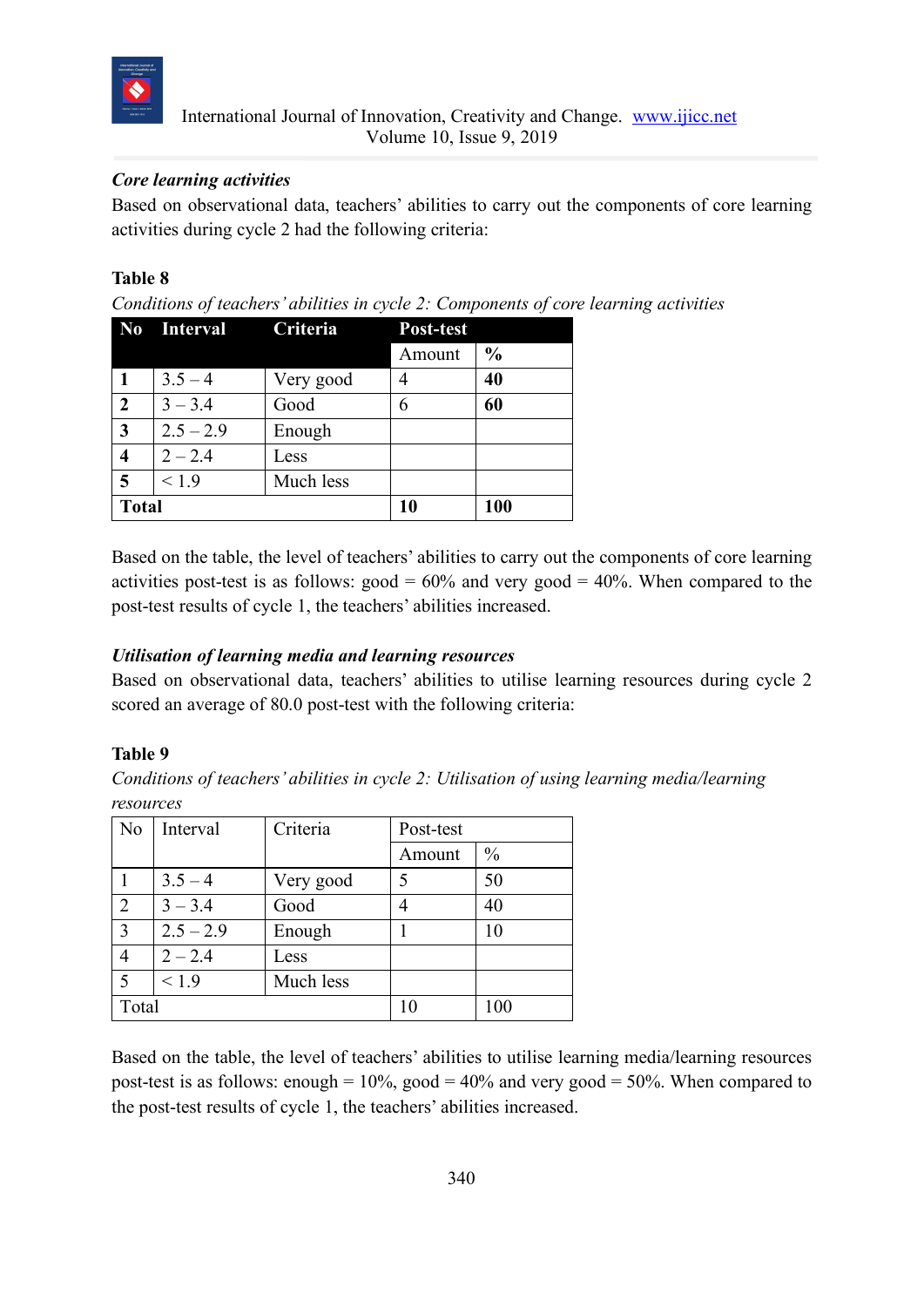***Core learning activities***

Based on observational data, teachers' abilities to carry out the components of core learning activities during cycle 2 had the following criteria:

**Table 8**

*Conditions of teachers' abilities in cycle 2: Components of core learning activities*

| **No** | **Interval** | **Criteria** | **Post-test** | |
|---|---|---|---|---|
| | | | Amount | **%** |
| **1** | 3.5 – 4 | Very good | 4 | **40** |
| **2** | 3 – 3.4 | Good | 6 | **60** |
| **3** | 2.5 – 2.9 | Enough | | |
| **4** | 2 – 2.4 | Less | | |
| **5** | < 1.9 | Much less | | |
| **Total** | | | **10** | **100** |

Based on the table, the level of teachers' abilities to carry out the components of core learning activities post-test is as follows: good = 60% and very good = 40%. When compared to the post-test results of cycle 1, the teachers' abilities increased.

***Utilisation of learning media and learning resources***

Based on observational data, teachers' abilities to utilise learning resources during cycle 2 scored an average of 80.0 post-test with the following criteria:

**Table 9**

*Conditions of teachers' abilities in cycle 2: Utilisation of using learning media/learning resources*

| No | Interval | Criteria | Post-test | |
|---|---|---|---|---|
| | | | Amount | % |
| 1 | 3.5 – 4 | Very good | 5 | 50 |
| 2 | 3 – 3.4 | Good | 4 | 40 |
| 3 | 2.5 – 2.9 | Enough | 1 | 10 |
| 4 | 2 – 2.4 | Less | | |
| 5 | < 1.9 | Much less | | |
| Total | | | 10 | 100 |

Based on the table, the level of teachers' abilities to utilise learning media/learning resources post-test is as follows: enough = 10%, good = 40% and very good = 50%. When compared to the post-test results of cycle 1, the teachers' abilities increased.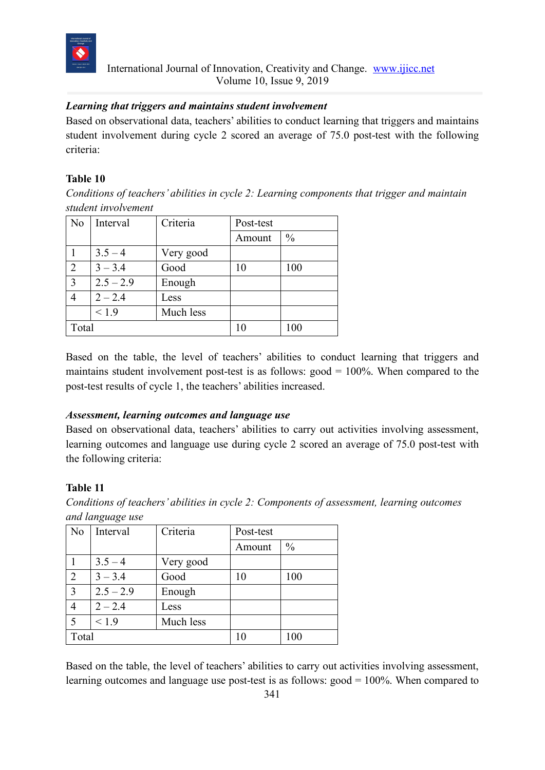***Learning that triggers and maintains student involvement***

Based on observational data, teachers' abilities to conduct learning that triggers and maintains student involvement during cycle 2 scored an average of 75.0 post-test with the following criteria:

**Table 10**

*Conditions of teachers' abilities in cycle 2: Learning components that trigger and maintain student involvement*

| No | Interval | Criteria | Post-test | |
|---|---|---|---|---|
| | | | Amount | % |
| 1 | 3.5 – 4 | Very good | | |
| 2 | 3 – 3.4 | Good | 10 | 100 |
| 3 | 2.5 – 2.9 | Enough | | |
| 4 | 2 – 2.4 | Less | | |
| | < 1.9 | Much less | | |
| Total | | | 10 | 100 |

Based on the table, the level of teachers' abilities to conduct learning that triggers and maintains student involvement post-test is as follows: good = 100%. When compared to the post-test results of cycle 1, the teachers' abilities increased.

***Assessment, learning outcomes and language use***

Based on observational data, teachers' abilities to carry out activities involving assessment, learning outcomes and language use during cycle 2 scored an average of 75.0 post-test with the following criteria:

**Table 11**

*Conditions of teachers' abilities in cycle 2: Components of assessment, learning outcomes and language use*

| No | Interval | Criteria | Post-test | |
|---|---|---|---|---|
| | | | Amount | % |
| 1 | 3.5 – 4 | Very good | | |
| 2 | 3 – 3.4 | Good | 10 | 100 |
| 3 | 2.5 – 2.9 | Enough | | |
| 4 | 2 – 2.4 | Less | | |
| 5 | < 1.9 | Much less | | |
| Total | | | 10 | 100 |

Based on the table, the level of teachers' abilities to carry out activities involving assessment, learning outcomes and language use post-test is as follows: good = 100%. When compared to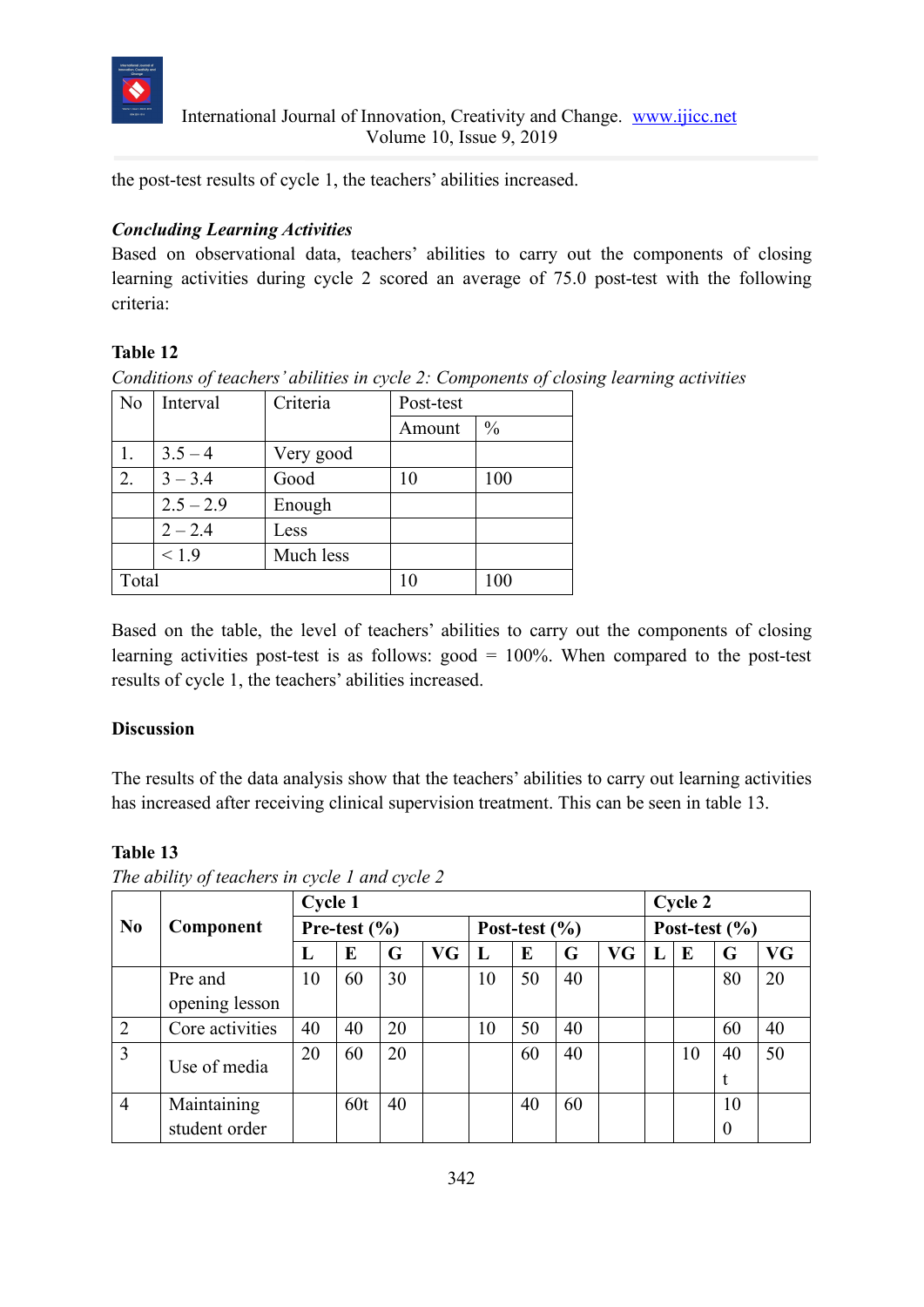the post-test results of cycle 1, the teachers' abilities increased.

***Concluding Learning Activities***

Based on observational data, teachers' abilities to carry out the components of closing learning activities during cycle 2 scored an average of 75.0 post-test with the following criteria:

**Table 12**

*Conditions of teachers' abilities in cycle 2: Components of closing learning activities*

| No | Interval | Criteria | Post-test | |
|---|---|---|---|---|
| | | | Amount | % |
| 1. | 3.5 – 4 | Very good | | |
| 2. | 3 – 3.4 | Good | 10 | 100 |
| | 2.5 – 2.9 | Enough | | |
| | 2 – 2.4 | Less | | |
| | < 1.9 | Much less | | |
| Total | | | 10 | 100 |

Based on the table, the level of teachers' abilities to carry out the components of closing learning activities post-test is as follows: good = 100%. When compared to the post-test results of cycle 1, the teachers' abilities increased.

## Discussion

The results of the data analysis show that the teachers' abilities to carry out learning activities has increased after receiving clinical supervision treatment. This can be seen in table 13.

**Table 13**

*The ability of teachers in cycle 1 and cycle 2*

| No | Component | Cycle 1 | | | | | | | | Cycle 2 | | | |
|---|---|---|---|---|---|---|---|---|---|---|---|---|---|
| | | Pre-test (%) | | | | Post-test (%) | | | | Post-test (%) | | | |
| | | L | E | G | VG | L | E | G | VG | L | E | G | VG |
| | Pre and opening lesson | 10 | 60 | 30 | | 10 | 50 | 40 | | | | 80 | 20 |
| 2 | Core activities | 40 | 40 | 20 | | 10 | 50 | 40 | | | | 60 | 40 |
| 3 | Use of media | 20 | 60 | 20 | | | 60 | 40 | | | 10 | 40 t | 50 |
| 4 | Maintaining student order | | 60t | 40 | | | 40 | 60 | | | | 100 | |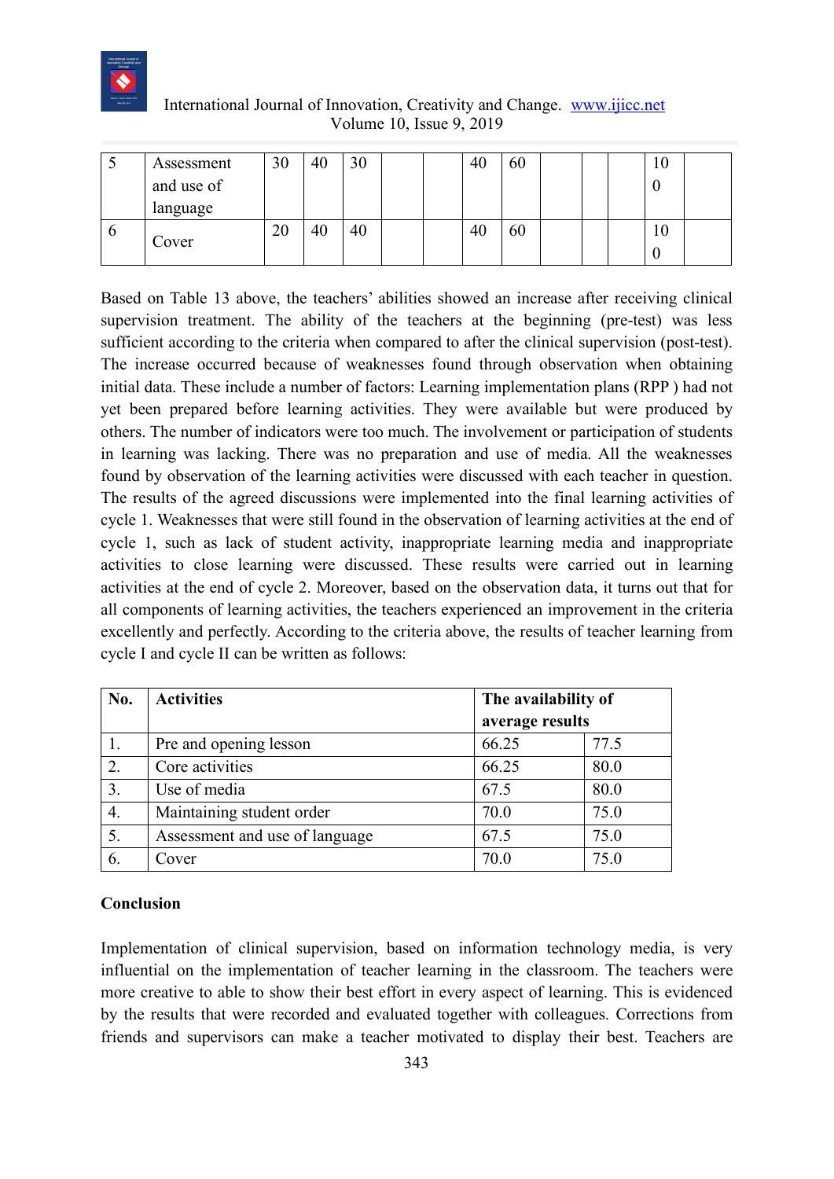| | | | | | | | | | | | | | |
|---|---|---|---|---|---|---|---|---|---|---|---|---|---|
| 5 | Assessment and use of language | 30 | 40 | 30 | | | 40 | 60 | | | | 100 | |
| 6 | Cover | 20 | 40 | 40 | | | 40 | 60 | | | | 100 | |

Based on Table 13 above, the teachers' abilities showed an increase after receiving clinical supervision treatment. The ability of the teachers at the beginning (pre-test) was less sufficient according to the criteria when compared to after the clinical supervision (post-test). The increase occurred because of weaknesses found through observation when obtaining initial data. These include a number of factors: Learning implementation plans (RPP ) had not yet been prepared before learning activities. They were available but were produced by others. The number of indicators were too much. The involvement or participation of students in learning was lacking. There was no preparation and use of media. All the weaknesses found by observation of the learning activities were discussed with each teacher in question. The results of the agreed discussions were implemented into the final learning activities of cycle 1. Weaknesses that were still found in the observation of learning activities at the end of cycle 1, such as lack of student activity, inappropriate learning media and inappropriate activities to close learning were discussed. These results were carried out in learning activities at the end of cycle 2. Moreover, based on the observation data, it turns out that for all components of learning activities, the teachers experienced an improvement in the criteria excellently and perfectly. According to the criteria above, the results of teacher learning from cycle I and cycle II can be written as follows:

| **No.** | **Activities** | **The availability of average results** | |
|---|---|---|---|
| 1. | Pre and opening lesson | 66.25 | 77.5 |
| 2. | Core activities | 66.25 | 80.0 |
| 3. | Use of media | 67.5 | 80.0 |
| 4. | Maintaining student order | 70.0 | 75.0 |
| 5. | Assessment and use of language | 67.5 | 75.0 |
| 6. | Cover | 70.0 | 75.0 |

## Conclusion

Implementation of clinical supervision, based on information technology media, is very influential on the implementation of teacher learning in the classroom. The teachers were more creative to able to show their best effort in every aspect of learning. This is evidenced by the results that were recorded and evaluated together with colleagues. Corrections from friends and supervisors can make a teacher motivated to display their best. Teachers are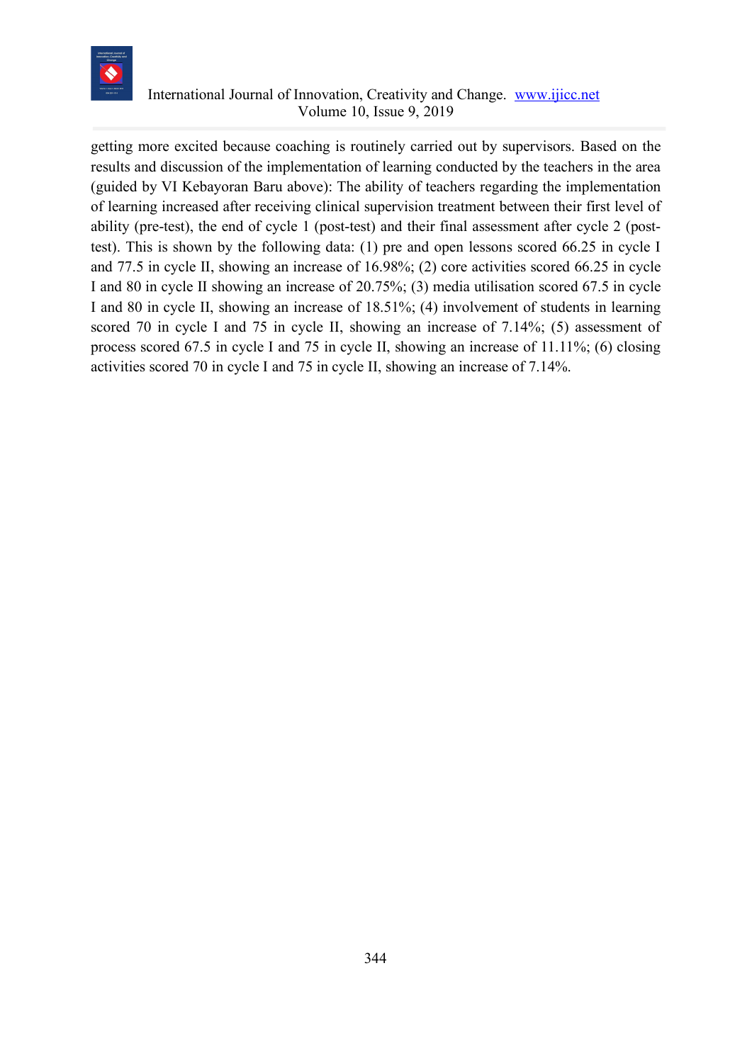getting more excited because coaching is routinely carried out by supervisors. Based on the results and discussion of the implementation of learning conducted by the teachers in the area (guided by VI Kebayoran Baru above): The ability of teachers regarding the implementation of learning increased after receiving clinical supervision treatment between their first level of ability (pre-test), the end of cycle 1 (post-test) and their final assessment after cycle 2 (post-test). This is shown by the following data: (1) pre and open lessons scored 66.25 in cycle I and 77.5 in cycle II, showing an increase of 16.98%; (2) core activities scored 66.25 in cycle I and 80 in cycle II showing an increase of 20.75%; (3) media utilisation scored 67.5 in cycle I and 80 in cycle II, showing an increase of 18.51%; (4) involvement of students in learning scored 70 in cycle I and 75 in cycle II, showing an increase of 7.14%; (5) assessment of process scored 67.5 in cycle I and 75 in cycle II, showing an increase of 11.11%; (6) closing activities scored 70 in cycle I and 75 in cycle II, showing an increase of 7.14%.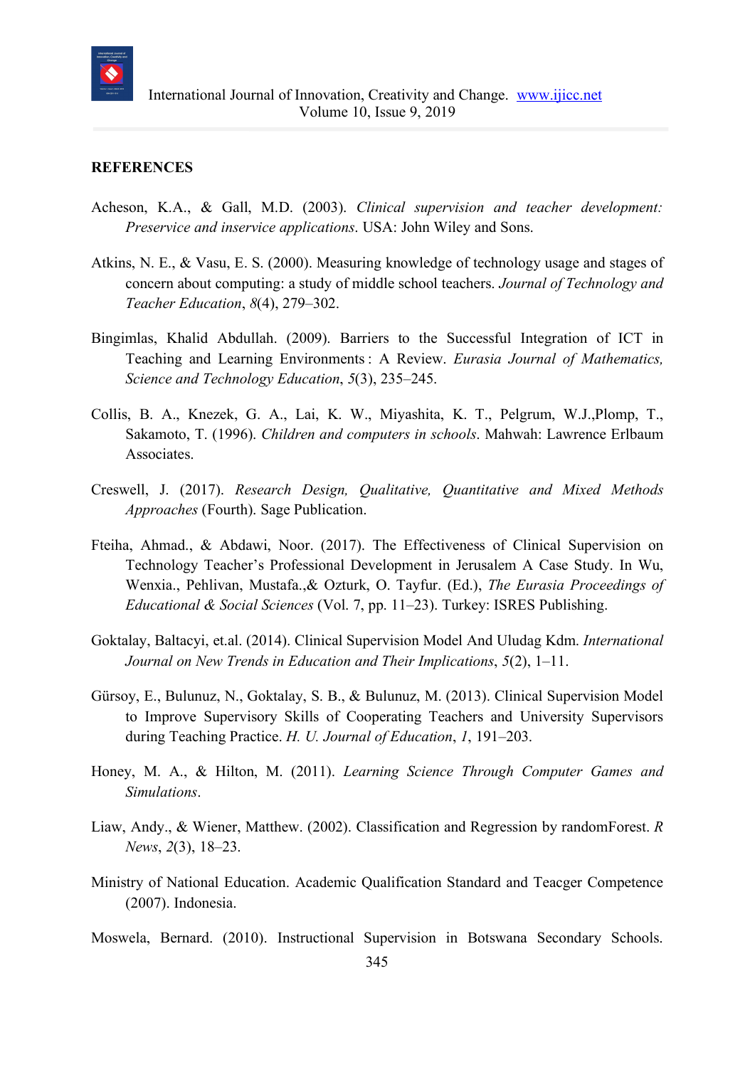**REFERENCES**

Acheson, K.A., & Gall, M.D. (2003). *Clinical supervision and teacher development: Preservice and inservice applications*. USA: John Wiley and Sons.

Atkins, N. E., & Vasu, E. S. (2000). Measuring knowledge of technology usage and stages of concern about computing: a study of middle school teachers. *Journal of Technology and Teacher Education*, *8*(4), 279–302.

Bingimlas, Khalid Abdullah. (2009). Barriers to the Successful Integration of ICT in Teaching and Learning Environments : A Review. *Eurasia Journal of Mathematics, Science and Technology Education*, *5*(3), 235–245.

Collis, B. A., Knezek, G. A., Lai, K. W., Miyashita, K. T., Pelgrum, W.J.,Plomp, T., Sakamoto, T. (1996). *Children and computers in schools*. Mahwah: Lawrence Erlbaum Associates.

Creswell, J. (2017). *Research Design, Qualitative, Quantitative and Mixed Methods Approaches* (Fourth). Sage Publication.

Fteiha, Ahmad., & Abdawi, Noor. (2017). The Effectiveness of Clinical Supervision on Technology Teacher's Professional Development in Jerusalem A Case Study. In Wu, Wenxia., Pehlivan, Mustafa.,& Ozturk, O. Tayfur. (Ed.), *The Eurasia Proceedings of Educational & Social Sciences* (Vol. 7, pp. 11–23). Turkey: ISRES Publishing.

Goktalay, Baltacyi, et.al. (2014). Clinical Supervision Model And Uludag Kdm. *International Journal on New Trends in Education and Their Implications*, *5*(2), 1–11.

Gürsoy, E., Bulunuz, N., Goktalay, S. B., & Bulunuz, M. (2013). Clinical Supervision Model to Improve Supervisory Skills of Cooperating Teachers and University Supervisors during Teaching Practice. *H. U. Journal of Education*, *1*, 191–203.

Honey, M. A., & Hilton, M. (2011). *Learning Science Through Computer Games and Simulations*.

Liaw, Andy., & Wiener, Matthew. (2002). Classification and Regression by randomForest. *R News*, *2*(3), 18–23.

Ministry of National Education. Academic Qualification Standard and Teacger Competence (2007). Indonesia.

Moswela, Bernard. (2010). Instructional Supervision in Botswana Secondary Schools.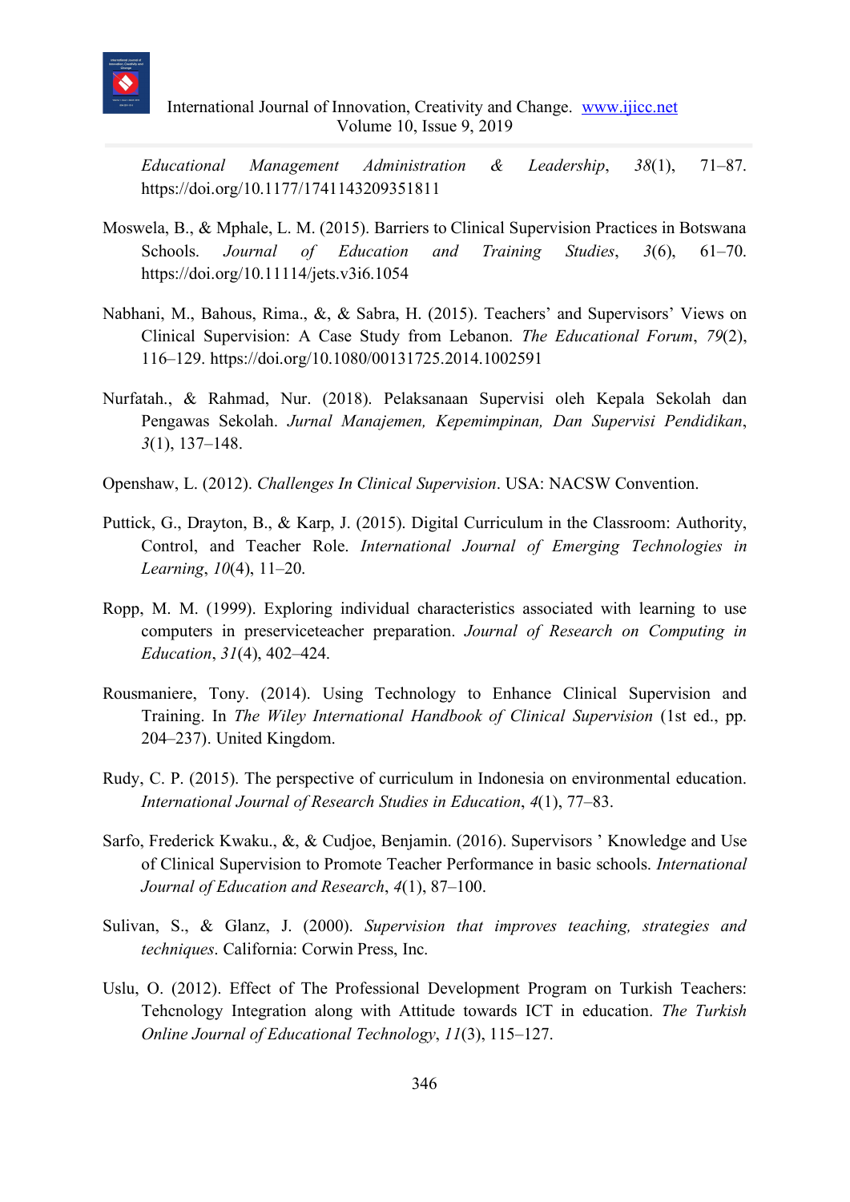*Educational Management Administration & Leadership*, *38*(1), 71–87. https://doi.org/10.1177/1741143209351811

Moswela, B., & Mphale, L. M. (2015). Barriers to Clinical Supervision Practices in Botswana Schools. *Journal of Education and Training Studies*, *3*(6), 61–70. https://doi.org/10.11114/jets.v3i6.1054

Nabhani, M., Bahous, Rima., &, & Sabra, H. (2015). Teachers' and Supervisors' Views on Clinical Supervision: A Case Study from Lebanon. *The Educational Forum*, *79*(2), 116–129. https://doi.org/10.1080/00131725.2014.1002591

Nurfatah., & Rahmad, Nur. (2018). Pelaksanaan Supervisi oleh Kepala Sekolah dan Pengawas Sekolah. *Jurnal Manajemen, Kepemimpinan, Dan Supervisi Pendidikan*, *3*(1), 137–148.

Openshaw, L. (2012). *Challenges In Clinical Supervision*. USA: NACSW Convention.

Puttick, G., Drayton, B., & Karp, J. (2015). Digital Curriculum in the Classroom: Authority, Control, and Teacher Role. *International Journal of Emerging Technologies in Learning*, *10*(4), 11–20.

Ropp, M. M. (1999). Exploring individual characteristics associated with learning to use computers in preserviceteacher preparation. *Journal of Research on Computing in Education*, *31*(4), 402–424.

Rousmaniere, Tony. (2014). Using Technology to Enhance Clinical Supervision and Training. In *The Wiley International Handbook of Clinical Supervision* (1st ed., pp. 204–237). United Kingdom.

Rudy, C. P. (2015). The perspective of curriculum in Indonesia on environmental education. *International Journal of Research Studies in Education*, *4*(1), 77–83.

Sarfo, Frederick Kwaku., &, & Cudjoe, Benjamin. (2016). Supervisors ' Knowledge and Use of Clinical Supervision to Promote Teacher Performance in basic schools. *International Journal of Education and Research*, *4*(1), 87–100.

Sulivan, S., & Glanz, J. (2000). *Supervision that improves teaching, strategies and techniques*. California: Corwin Press, Inc.

Uslu, O. (2012). Effect of The Professional Development Program on Turkish Teachers: Tehcnology Integration along with Attitude towards ICT in education. *The Turkish Online Journal of Educational Technology*, *11*(3), 115–127.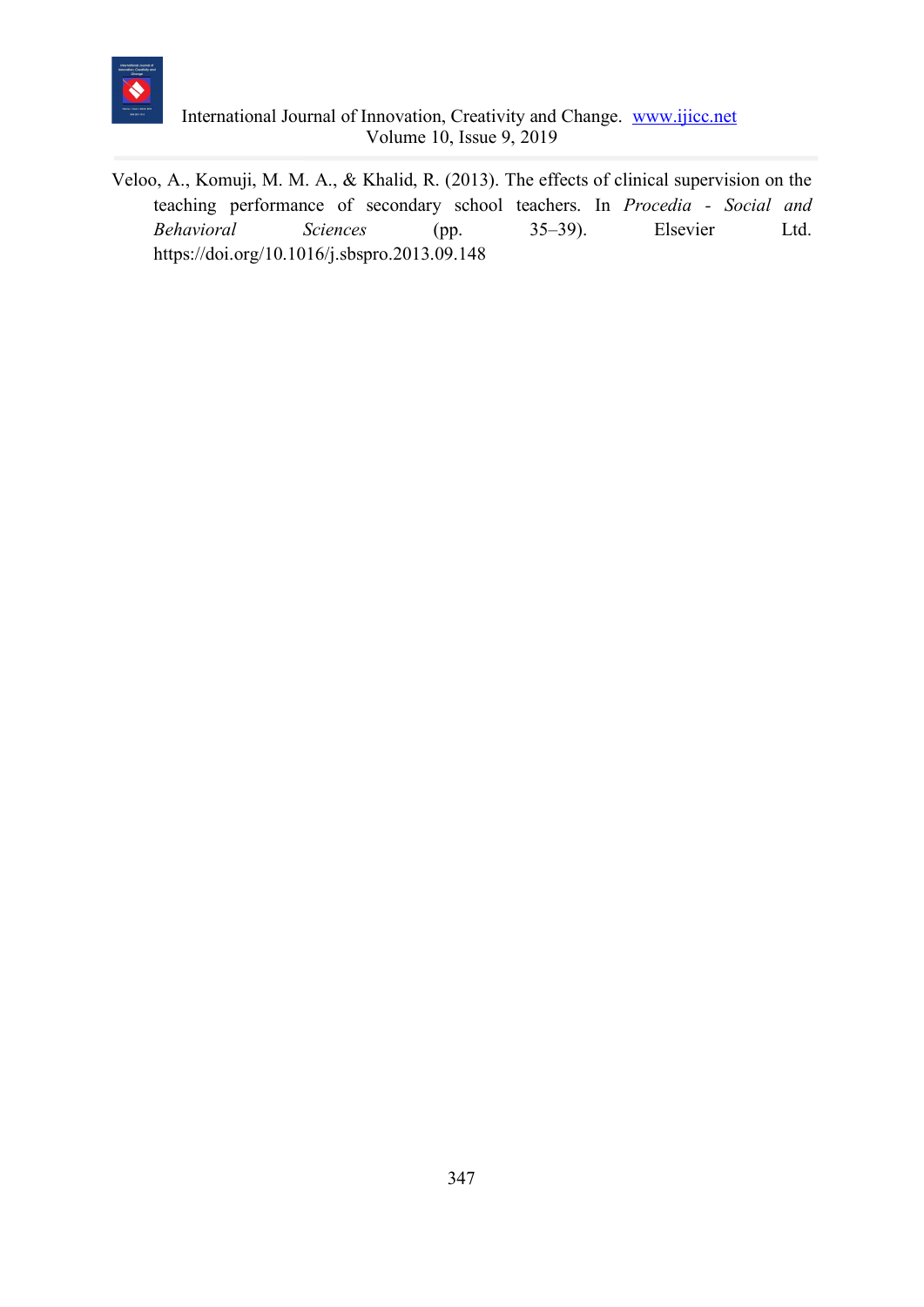Veloo, A., Komuji, M. M. A., & Khalid, R. (2013). The effects of clinical supervision on the teaching performance of secondary school teachers. In *Procedia - Social and Behavioral Sciences* (pp. 35–39). Elsevier Ltd. https://doi.org/10.1016/j.sbspro.2013.09.148